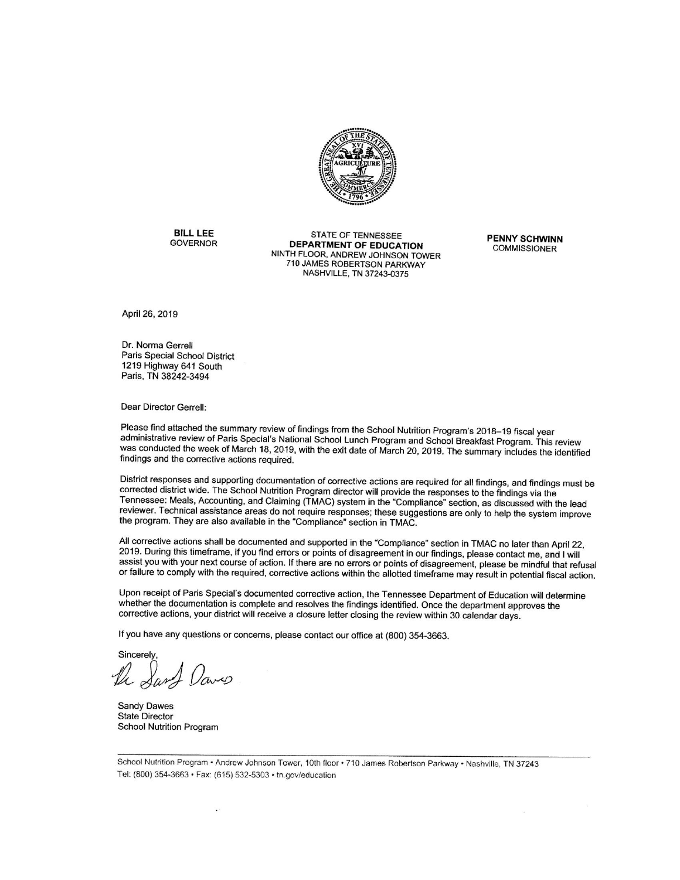**BILL LEE**
GOVERNOR

STATE OF TENNESSEE
**DEPARTMENT OF EDUCATION**
NINTH FLOOR, ANDREW JOHNSON TOWER
710 JAMES ROBERTSON PARKWAY
NASHVILLE, TN 37243-0375

**PENNY SCHWINN**
COMMISSIONER

April 26, 2019

Dr. Norma Gerrell
Paris Special School District
1219 Highway 641 South
Paris, TN 38242-3494

Dear Director Gerrell:

Please find attached the summary review of findings from the School Nutrition Program's 2018–19 fiscal year administrative review of Paris Special's National School Lunch Program and School Breakfast Program. This review was conducted the week of March 18, 2019, with the exit date of March 20, 2019. The summary includes the identified findings and the corrective actions required.

District responses and supporting documentation of corrective actions are required for all findings, and findings must be corrected district wide. The School Nutrition Program director will provide the responses to the findings via the Tennessee: Meals, Accounting, and Claiming (TMAC) system in the "Compliance" section, as discussed with the lead reviewer. Technical assistance areas do not require responses; these suggestions are only to help the system improve the program. They are also available in the "Compliance" section in TMAC.

All corrective actions shall be documented and supported in the "Compliance" section in TMAC no later than April 22, 2019. During this timeframe, if you find errors or points of disagreement in our findings, please contact me, and I will assist you with your next course of action. If there are no errors or points of disagreement, please be mindful that refusal or failure to comply with the required, corrective actions within the allotted timeframe may result in potential fiscal action.

Upon receipt of Paris Special's documented corrective action, the Tennessee Department of Education will determine whether the documentation is complete and resolves the findings identified. Once the department approves the corrective actions, your district will receive a closure letter closing the review within 30 calendar days.

If you have any questions or concerns, please contact our office at (800) 354-3663.

Sincerely,

Sandy Dawes
State Director
School Nutrition Program

School Nutrition Program • Andrew Johnson Tower, 10th floor • 710 James Robertson Parkway • Nashville, TN 37243
Tel: (800) 354-3663 • Fax: (615) 532-5303 • tn.gov/education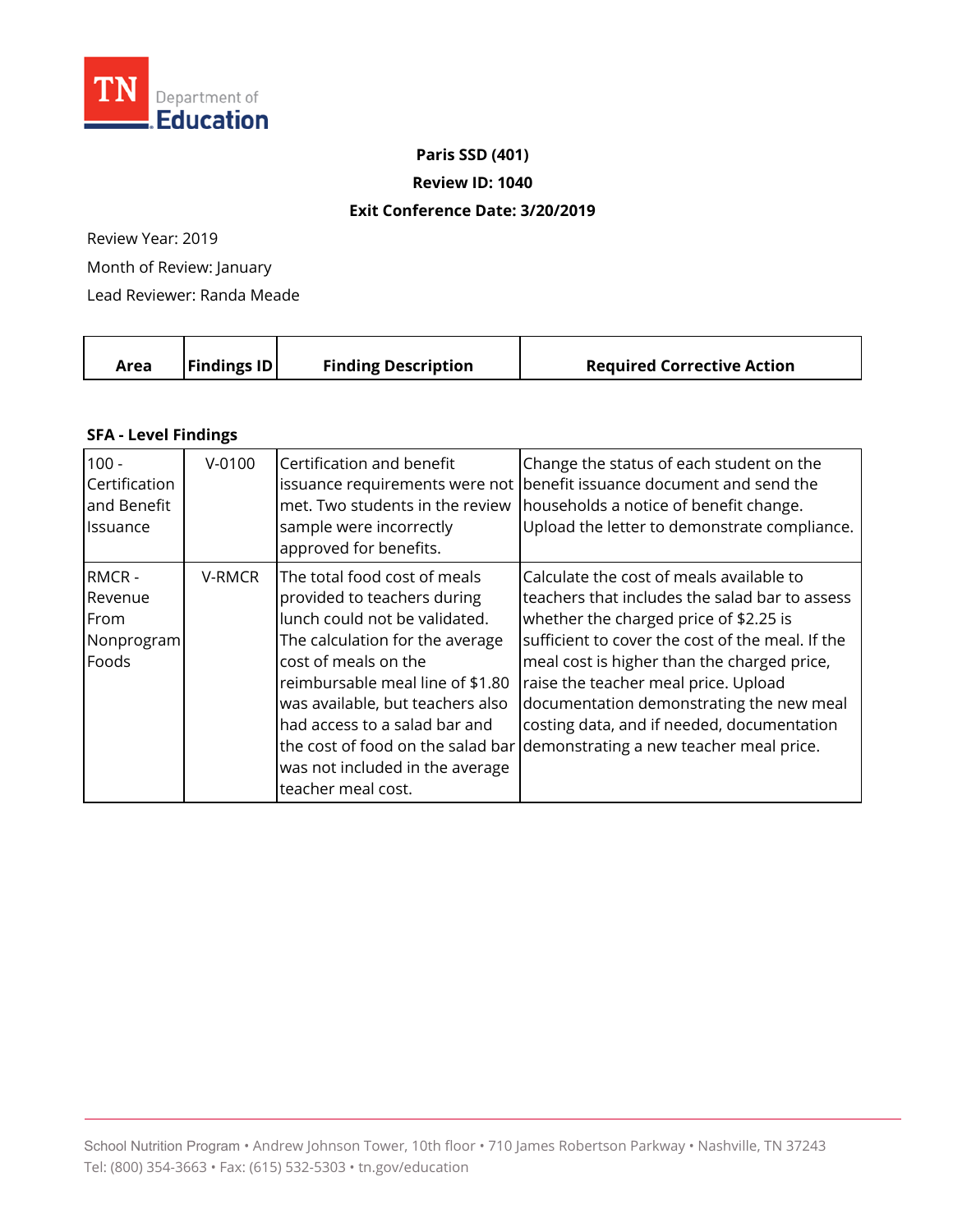TN Department of Education

**Paris SSD (401)**

**Review ID: 1040**

**Exit Conference Date: 3/20/2019**

Review Year: 2019

Month of Review: January

Lead Reviewer: Randa Meade

| Area | Findings ID | Finding Description | Required Corrective Action |
|---|---|---|---|

### SFA - Level Findings

| Area | Findings ID | Finding Description | Required Corrective Action |
|---|---|---|---|
| 100 - Certification and Benefit Issuance | V-0100 | Certification and benefit issuance requirements were not met. Two students in the review sample were incorrectly approved for benefits. | Change the status of each student on the benefit issuance document and send the households a notice of benefit change. Upload the letter to demonstrate compliance. |
| RMCR - Revenue From Nonprogram Foods | V-RMCR | The total food cost of meals provided to teachers during lunch could not be validated. The calculation for the average cost of meals on the reimbursable meal line of $1.80 was available, but teachers also had access to a salad bar and the cost of food on the salad bar was not included in the average teacher meal cost. | Calculate the cost of meals available to teachers that includes the salad bar to assess whether the charged price of $2.25 is sufficient to cover the cost of the meal. If the meal cost is higher than the charged price, raise the teacher meal price. Upload documentation demonstrating the new meal costing data, and if needed, documentation demonstrating a new teacher meal price. |

School Nutrition Program • Andrew Johnson Tower, 10th floor • 710 James Robertson Parkway • Nashville, TN 37243
Tel: (800) 354-3663 • Fax: (615) 532-5303 • tn.gov/education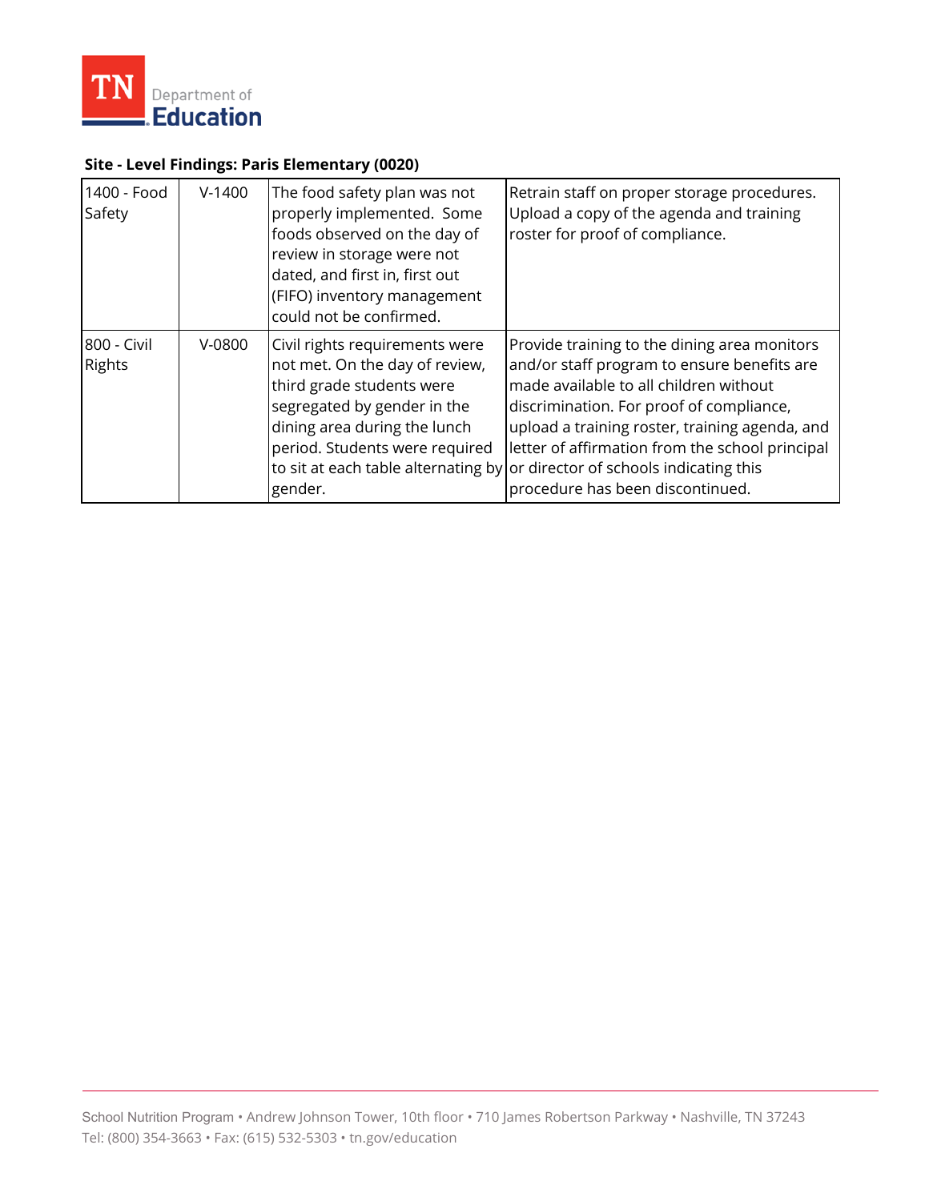**Site - Level Findings: Paris Elementary (0020)**

| | | | |
|---|---|---|---|
| 1400 - Food Safety | V-1400 | The food safety plan was not properly implemented. Some foods observed on the day of review in storage were not dated, and first in, first out (FIFO) inventory management could not be confirmed. | Retrain staff on proper storage procedures. Upload a copy of the agenda and training roster for proof of compliance. |
| 800 - Civil Rights | V-0800 | Civil rights requirements were not met. On the day of review, third grade students were segregated by gender in the dining area during the lunch period. Students were required to sit at each table alternating by gender. | Provide training to the dining area monitors and/or staff program to ensure benefits are made available to all children without discrimination. For proof of compliance, upload a training roster, training agenda, and letter of affirmation from the school principal or director of schools indicating this procedure has been discontinued. |